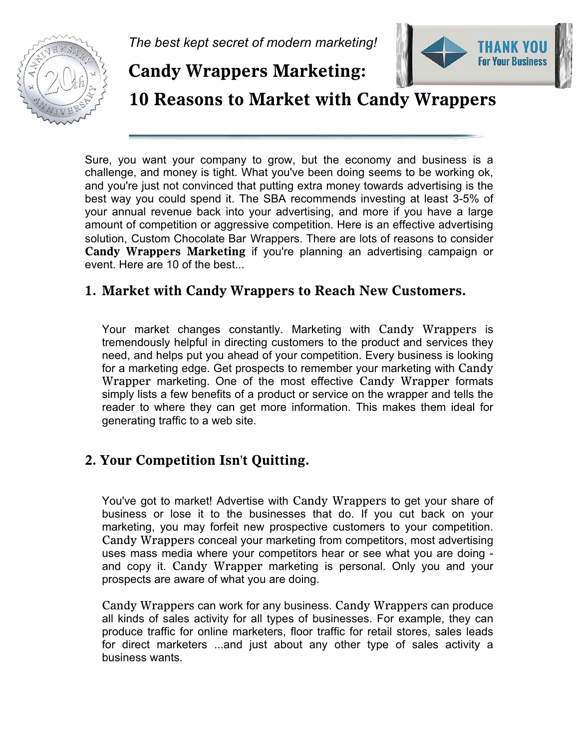*The best kept secret of modern marketing!*

# Candy Wrappers Marketing: 10 Reasons to Market with Candy Wrappers

Sure, you want your company to grow, but the economy and business is a challenge, and money is tight. What you've been doing seems to be working ok, and you're just not convinced that putting extra money towards advertising is the best way you could spend it. The SBA recommends investing at least 3-5% of your annual revenue back into your advertising, and more if you have a large amount of competition or aggressive competition. Here is an effective advertising solution, Custom Chocolate Bar Wrappers. There are lots of reasons to consider **Candy Wrappers Marketing** if you're planning an advertising campaign or event. Here are 10 of the best...

## 1. Market with Candy Wrappers to Reach New Customers.

Your market changes constantly. Marketing with Candy Wrappers is tremendously helpful in directing customers to the product and services they need, and helps put you ahead of your competition. Every business is looking for a marketing edge. Get prospects to remember your marketing with Candy Wrapper marketing. One of the most effective Candy Wrapper formats simply lists a few benefits of a product or service on the wrapper and tells the reader to where they can get more information. This makes them ideal for generating traffic to a web site.

## 2. Your Competition Isn't Quitting.

You've got to market! Advertise with Candy Wrappers to get your share of business or lose it to the businesses that do. If you cut back on your marketing, you may forfeit new prospective customers to your competition. Candy Wrappers conceal your marketing from competitors, most advertising uses mass media where your competitors hear or see what you are doing - and copy it. Candy Wrapper marketing is personal. Only you and your prospects are aware of what you are doing.

Candy Wrappers can work for any business. Candy Wrappers can produce all kinds of sales activity for all types of businesses. For example, they can produce traffic for online marketers, floor traffic for retail stores, sales leads for direct marketers ...and just about any other type of sales activity a business wants.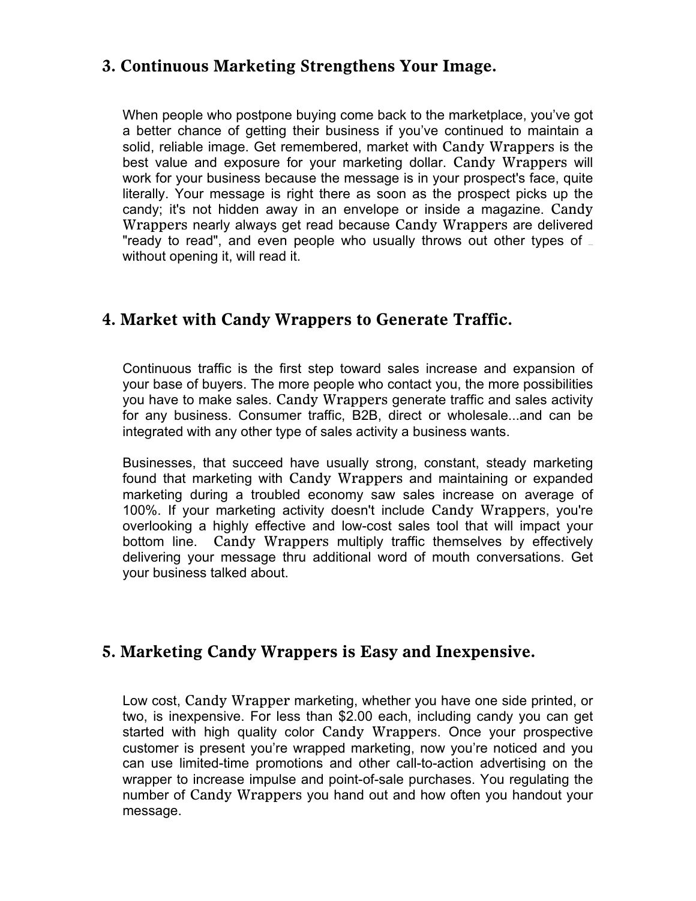## 3. Continuous Marketing Strengthens Your Image.

When people who postpone buying come back to the marketplace, you've got a better chance of getting their business if you've continued to maintain a solid, reliable image. Get remembered, market with Candy Wrappers is the best value and exposure for your marketing dollar. Candy Wrappers will work for your business because the message is in your prospect's face, quite literally. Your message is right there as soon as the prospect picks up the candy; it's not hidden away in an envelope or inside a magazine. Candy Wrappers nearly always get read because Candy Wrappers are delivered "ready to read", and even people who usually throws out other types of without opening it, will read it.

## 4. Market with Candy Wrappers to Generate Traffic.

Continuous traffic is the first step toward sales increase and expansion of your base of buyers. The more people who contact you, the more possibilities you have to make sales. Candy Wrappers generate traffic and sales activity for any business. Consumer traffic, B2B, direct or wholesale...and can be integrated with any other type of sales activity a business wants.

Businesses, that succeed have usually strong, constant, steady marketing found that marketing with Candy Wrappers and maintaining or expanded marketing during a troubled economy saw sales increase on average of 100%. If your marketing activity doesn't include Candy Wrappers, you're overlooking a highly effective and low-cost sales tool that will impact your bottom line. Candy Wrappers multiply traffic themselves by effectively delivering your message thru additional word of mouth conversations. Get your business talked about.

## 5. Marketing Candy Wrappers is Easy and Inexpensive.

Low cost, Candy Wrapper marketing, whether you have one side printed, or two, is inexpensive. For less than $2.00 each, including candy you can get started with high quality color Candy Wrappers. Once your prospective customer is present you're wrapped marketing, now you're noticed and you can use limited-time promotions and other call-to-action advertising on the wrapper to increase impulse and point-of-sale purchases. You regulating the number of Candy Wrappers you hand out and how often you handout your message.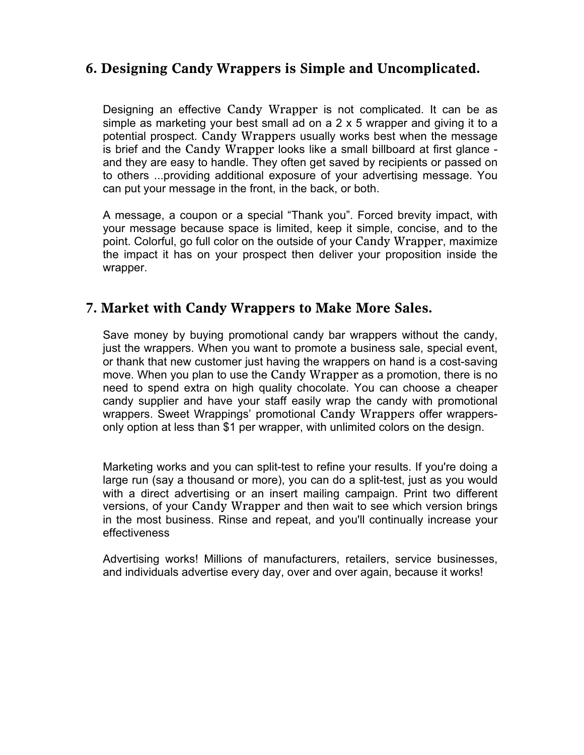## 6. Designing Candy Wrappers is Simple and Uncomplicated.

Designing an effective Candy Wrapper is not complicated. It can be as simple as marketing your best small ad on a 2 x 5 wrapper and giving it to a potential prospect. Candy Wrappers usually works best when the message is brief and the Candy Wrapper looks like a small billboard at first glance - and they are easy to handle. They often get saved by recipients or passed on to others ...providing additional exposure of your advertising message. You can put your message in the front, in the back, or both.

A message, a coupon or a special “Thank you”. Forced brevity impact, with your message because space is limited, keep it simple, concise, and to the point. Colorful, go full color on the outside of your Candy Wrapper, maximize the impact it has on your prospect then deliver your proposition inside the wrapper.

## 7. Market with Candy Wrappers to Make More Sales.

Save money by buying promotional candy bar wrappers without the candy, just the wrappers. When you want to promote a business sale, special event, or thank that new customer just having the wrappers on hand is a cost-saving move. When you plan to use the Candy Wrapper as a promotion, there is no need to spend extra on high quality chocolate. You can choose a cheaper candy supplier and have your staff easily wrap the candy with promotional wrappers. Sweet Wrappings’ promotional Candy Wrappers offer wrappers-only option at less than $1 per wrapper, with unlimited colors on the design.

Marketing works and you can split-test to refine your results. If you're doing a large run (say a thousand or more), you can do a split-test, just as you would with a direct advertising or an insert mailing campaign. Print two different versions, of your Candy Wrapper and then wait to see which version brings in the most business. Rinse and repeat, and you'll continually increase your effectiveness

Advertising works! Millions of manufacturers, retailers, service businesses, and individuals advertise every day, over and over again, because it works!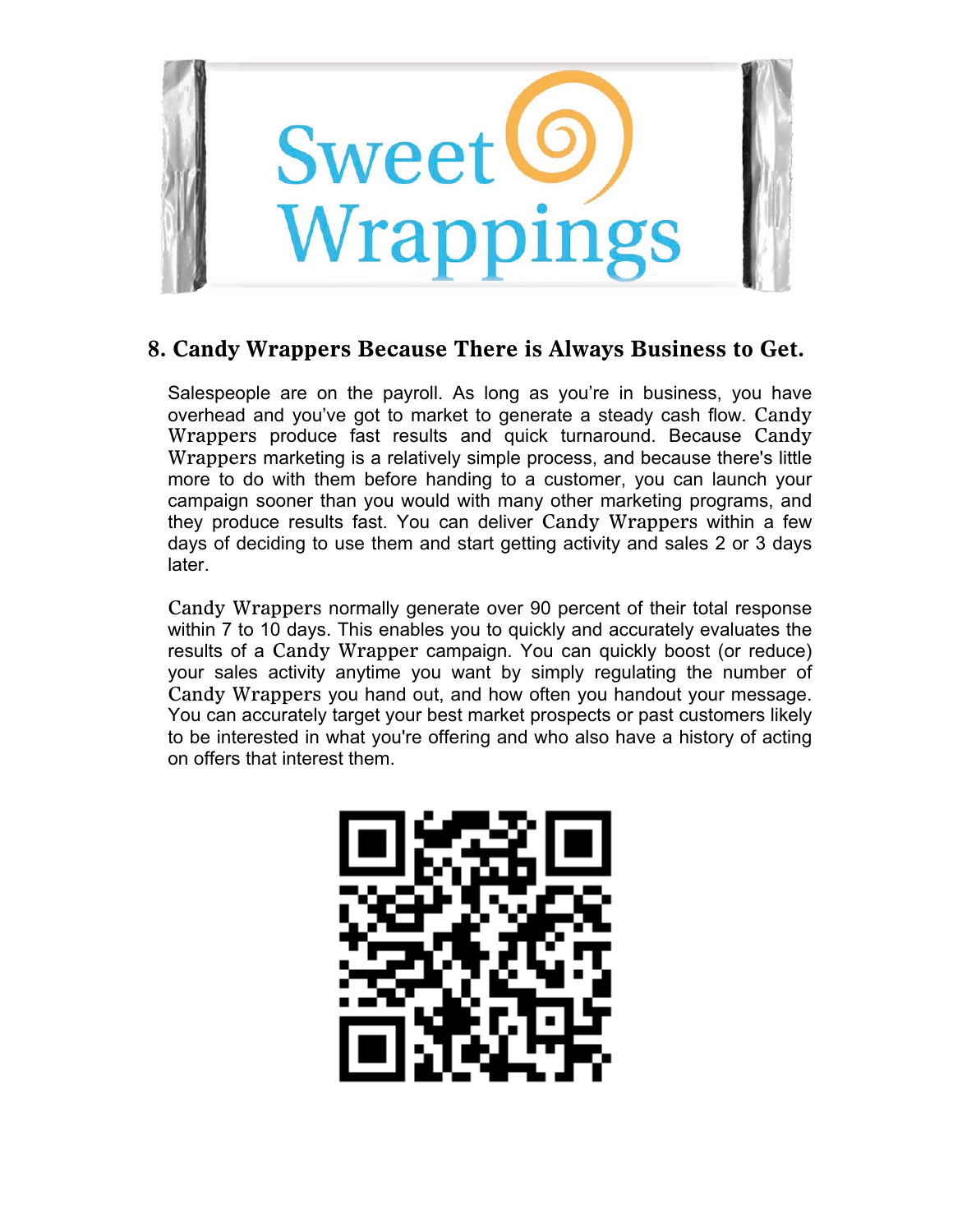Sweet Wrappings

## 8. Candy Wrappers Because There is Always Business to Get.

Salespeople are on the payroll. As long as you're in business, you have overhead and you've got to market to generate a steady cash flow. Candy Wrappers produce fast results and quick turnaround. Because Candy Wrappers marketing is a relatively simple process, and because there's little more to do with them before handing to a customer, you can launch your campaign sooner than you would with many other marketing programs, and they produce results fast. You can deliver Candy Wrappers within a few days of deciding to use them and start getting activity and sales 2 or 3 days later.

Candy Wrappers normally generate over 90 percent of their total response within 7 to 10 days. This enables you to quickly and accurately evaluates the results of a Candy Wrapper campaign. You can quickly boost (or reduce) your sales activity anytime you want by simply regulating the number of Candy Wrappers you hand out, and how often you handout your message. You can accurately target your best market prospects or past customers likely to be interested in what you're offering and who also have a history of acting on offers that interest them.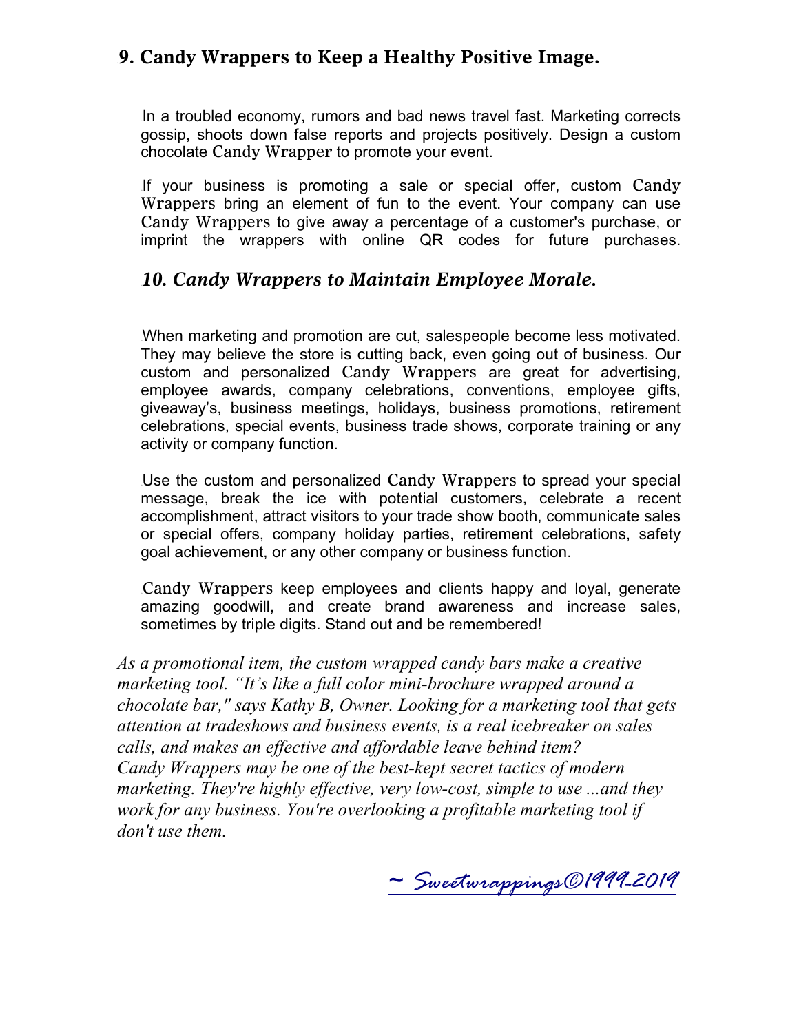## 9. Candy Wrappers to Keep a Healthy Positive Image.

In a troubled economy, rumors and bad news travel fast. Marketing corrects gossip, shoots down false reports and projects positively. Design a custom chocolate Candy Wrapper to promote your event.

If your business is promoting a sale or special offer, custom Candy Wrappers bring an element of fun to the event. Your company can use Candy Wrappers to give away a percentage of a customer's purchase, or imprint the wrappers with online QR codes for future purchases.

## *10. Candy Wrappers to Maintain Employee Morale.*

When marketing and promotion are cut, salespeople become less motivated. They may believe the store is cutting back, even going out of business. Our custom and personalized Candy Wrappers are great for advertising, employee awards, company celebrations, conventions, employee gifts, giveaway's, business meetings, holidays, business promotions, retirement celebrations, special events, business trade shows, corporate training or any activity or company function.

Use the custom and personalized Candy Wrappers to spread your special message, break the ice with potential customers, celebrate a recent accomplishment, attract visitors to your trade show booth, communicate sales or special offers, company holiday parties, retirement celebrations, safety goal achievement, or any other company or business function.

Candy Wrappers keep employees and clients happy and loyal, generate amazing goodwill, and create brand awareness and increase sales, sometimes by triple digits. Stand out and be remembered!

*As a promotional item, the custom wrapped candy bars make a creative marketing tool. "It's like a full color mini-brochure wrapped around a chocolate bar," says Kathy B, Owner. Looking for a marketing tool that gets attention at tradeshows and business events, is a real icebreaker on sales calls, and makes an effective and affordable leave behind item? Candy Wrappers may be one of the best-kept secret tactics of modern marketing. They're highly effective, very low-cost, simple to use ...and they work for any business. You're overlooking a profitable marketing tool if don't use them.*

~ Sweetwrappings©1999-2019